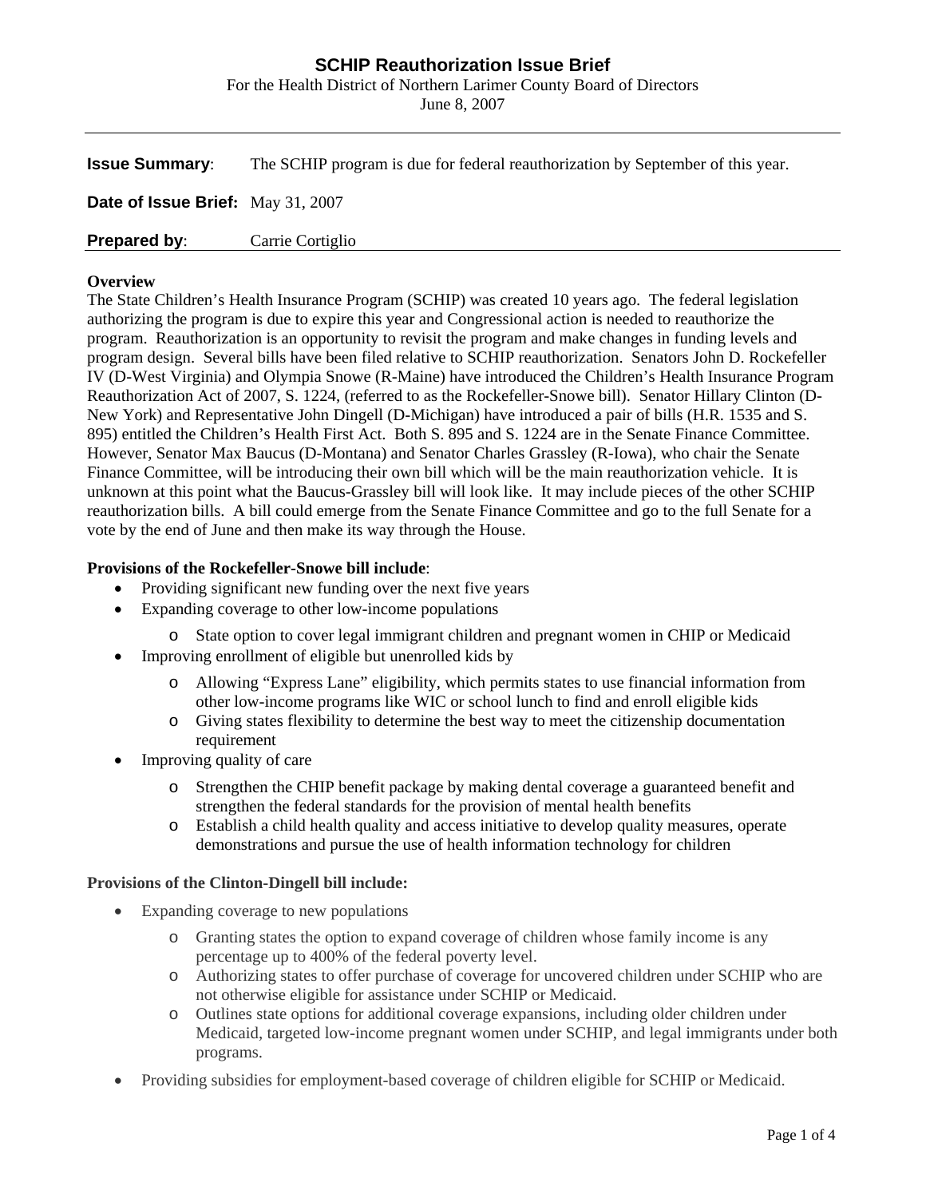# SCHIP Reauthorization Issue Brief

For the Health District of Northern Larimer County Board of Directors
June 8, 2007

---

**Issue Summary**: The SCHIP program is due for federal reauthorization by September of this year.

**Date of Issue Brief:** May 31, 2007

**Prepared by**: Carrie Cortiglio

---

**Overview**

The State Children's Health Insurance Program (SCHIP) was created 10 years ago. The federal legislation authorizing the program is due to expire this year and Congressional action is needed to reauthorize the program. Reauthorization is an opportunity to revisit the program and make changes in funding levels and program design. Several bills have been filed relative to SCHIP reauthorization. Senators John D. Rockefeller IV (D-West Virginia) and Olympia Snowe (R-Maine) have introduced the Children's Health Insurance Program Reauthorization Act of 2007, S. 1224, (referred to as the Rockefeller-Snowe bill). Senator Hillary Clinton (D-New York) and Representative John Dingell (D-Michigan) have introduced a pair of bills (H.R. 1535 and S. 895) entitled the Children's Health First Act. Both S. 895 and S. 1224 are in the Senate Finance Committee. However, Senator Max Baucus (D-Montana) and Senator Charles Grassley (R-Iowa), who chair the Senate Finance Committee, will be introducing their own bill which will be the main reauthorization vehicle. It is unknown at this point what the Baucus-Grassley bill will look like. It may include pieces of the other SCHIP reauthorization bills. A bill could emerge from the Senate Finance Committee and go to the full Senate for a vote by the end of June and then make its way through the House.

**Provisions of the Rockefeller-Snowe bill include**:

- Providing significant new funding over the next five years
- Expanding coverage to other low-income populations
  - State option to cover legal immigrant children and pregnant women in CHIP or Medicaid
- Improving enrollment of eligible but unenrolled kids by
  - Allowing "Express Lane" eligibility, which permits states to use financial information from other low-income programs like WIC or school lunch to find and enroll eligible kids
  - Giving states flexibility to determine the best way to meet the citizenship documentation requirement
- Improving quality of care
  - Strengthen the CHIP benefit package by making dental coverage a guaranteed benefit and strengthen the federal standards for the provision of mental health benefits
  - Establish a child health quality and access initiative to develop quality measures, operate demonstrations and pursue the use of health information technology for children

**Provisions of the Clinton-Dingell bill include:**

- Expanding coverage to new populations
  - Granting states the option to expand coverage of children whose family income is any percentage up to 400% of the federal poverty level.
  - Authorizing states to offer purchase of coverage for uncovered children under SCHIP who are not otherwise eligible for assistance under SCHIP or Medicaid.
  - Outlines state options for additional coverage expansions, including older children under Medicaid, targeted low-income pregnant women under SCHIP, and legal immigrants under both programs.
- Providing subsidies for employment-based coverage of children eligible for SCHIP or Medicaid.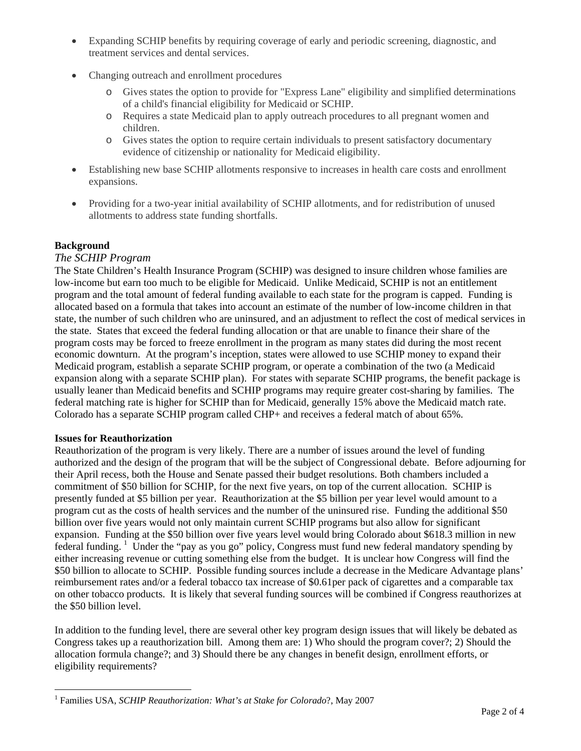- Expanding SCHIP benefits by requiring coverage of early and periodic screening, diagnostic, and treatment services and dental services.
- Changing outreach and enrollment procedures
    - Gives states the option to provide for "Express Lane" eligibility and simplified determinations of a child's financial eligibility for Medicaid or SCHIP.
    - Requires a state Medicaid plan to apply outreach procedures to all pregnant women and children.
    - Gives states the option to require certain individuals to present satisfactory documentary evidence of citizenship or nationality for Medicaid eligibility.
- Establishing new base SCHIP allotments responsive to increases in health care costs and enrollment expansions.
- Providing for a two-year initial availability of SCHIP allotments, and for redistribution of unused allotments to address state funding shortfalls.

**Background**

*The SCHIP Program*

The State Children's Health Insurance Program (SCHIP) was designed to insure children whose families are low-income but earn too much to be eligible for Medicaid. Unlike Medicaid, SCHIP is not an entitlement program and the total amount of federal funding available to each state for the program is capped. Funding is allocated based on a formula that takes into account an estimate of the number of low-income children in that state, the number of such children who are uninsured, and an adjustment to reflect the cost of medical services in the state. States that exceed the federal funding allocation or that are unable to finance their share of the program costs may be forced to freeze enrollment in the program as many states did during the most recent economic downturn. At the program's inception, states were allowed to use SCHIP money to expand their Medicaid program, establish a separate SCHIP program, or operate a combination of the two (a Medicaid expansion along with a separate SCHIP plan). For states with separate SCHIP programs, the benefit package is usually leaner than Medicaid benefits and SCHIP programs may require greater cost-sharing by families. The federal matching rate is higher for SCHIP than for Medicaid, generally 15% above the Medicaid match rate. Colorado has a separate SCHIP program called CHP+ and receives a federal match of about 65%.

**Issues for Reauthorization**

Reauthorization of the program is very likely. There are a number of issues around the level of funding authorized and the design of the program that will be the subject of Congressional debate. Before adjourning for their April recess, both the House and Senate passed their budget resolutions. Both chambers included a commitment of $50 billion for SCHIP, for the next five years, on top of the current allocation. SCHIP is presently funded at $5 billion per year. Reauthorization at the $5 billion per year level would amount to a program cut as the costs of health services and the number of the uninsured rise. Funding the additional $50 billion over five years would not only maintain current SCHIP programs but also allow for significant expansion. Funding at the $50 billion over five years level would bring Colorado about $618.3 million in new federal funding. [1] Under the "pay as you go" policy, Congress must fund new federal mandatory spending by either increasing revenue or cutting something else from the budget. It is unclear how Congress will find the $50 billion to allocate to SCHIP. Possible funding sources include a decrease in the Medicare Advantage plans' reimbursement rates and/or a federal tobacco tax increase of $0.61per pack of cigarettes and a comparable tax on other tobacco products. It is likely that several funding sources will be combined if Congress reauthorizes at the $50 billion level.

In addition to the funding level, there are several other key program design issues that will likely be debated as Congress takes up a reauthorization bill. Among them are: 1) Who should the program cover?; 2) Should the allocation formula change?; and 3) Should there be any changes in benefit design, enrollment efforts, or eligibility requirements?

[1] Families USA, *SCHIP Reauthorization: What's at Stake for Colorado*?, May 2007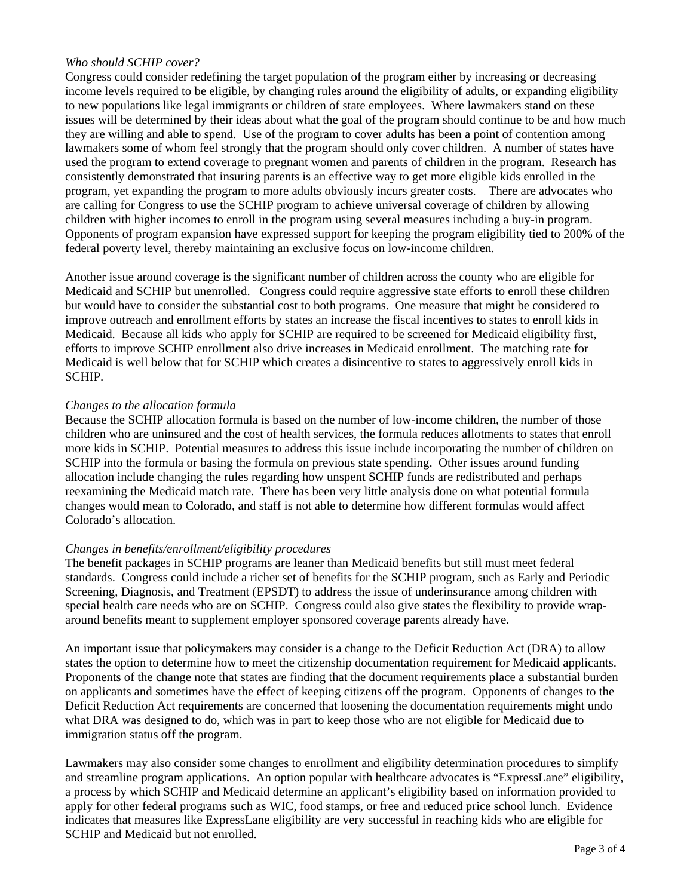*Who should SCHIP cover?*

Congress could consider redefining the target population of the program either by increasing or decreasing income levels required to be eligible, by changing rules around the eligibility of adults, or expanding eligibility to new populations like legal immigrants or children of state employees. Where lawmakers stand on these issues will be determined by their ideas about what the goal of the program should continue to be and how much they are willing and able to spend. Use of the program to cover adults has been a point of contention among lawmakers some of whom feel strongly that the program should only cover children. A number of states have used the program to extend coverage to pregnant women and parents of children in the program. Research has consistently demonstrated that insuring parents is an effective way to get more eligible kids enrolled in the program, yet expanding the program to more adults obviously incurs greater costs. There are advocates who are calling for Congress to use the SCHIP program to achieve universal coverage of children by allowing children with higher incomes to enroll in the program using several measures including a buy-in program. Opponents of program expansion have expressed support for keeping the program eligibility tied to 200% of the federal poverty level, thereby maintaining an exclusive focus on low-income children.

Another issue around coverage is the significant number of children across the county who are eligible for Medicaid and SCHIP but unenrolled. Congress could require aggressive state efforts to enroll these children but would have to consider the substantial cost to both programs. One measure that might be considered to improve outreach and enrollment efforts by states an increase the fiscal incentives to states to enroll kids in Medicaid. Because all kids who apply for SCHIP are required to be screened for Medicaid eligibility first, efforts to improve SCHIP enrollment also drive increases in Medicaid enrollment. The matching rate for Medicaid is well below that for SCHIP which creates a disincentive to states to aggressively enroll kids in SCHIP.

*Changes to the allocation formula*

Because the SCHIP allocation formula is based on the number of low-income children, the number of those children who are uninsured and the cost of health services, the formula reduces allotments to states that enroll more kids in SCHIP. Potential measures to address this issue include incorporating the number of children on SCHIP into the formula or basing the formula on previous state spending. Other issues around funding allocation include changing the rules regarding how unspent SCHIP funds are redistributed and perhaps reexamining the Medicaid match rate. There has been very little analysis done on what potential formula changes would mean to Colorado, and staff is not able to determine how different formulas would affect Colorado's allocation.

*Changes in benefits/enrollment/eligibility procedures*

The benefit packages in SCHIP programs are leaner than Medicaid benefits but still must meet federal standards. Congress could include a richer set of benefits for the SCHIP program, such as Early and Periodic Screening, Diagnosis, and Treatment (EPSDT) to address the issue of underinsurance among children with special health care needs who are on SCHIP. Congress could also give states the flexibility to provide wrap-around benefits meant to supplement employer sponsored coverage parents already have.

An important issue that policymakers may consider is a change to the Deficit Reduction Act (DRA) to allow states the option to determine how to meet the citizenship documentation requirement for Medicaid applicants. Proponents of the change note that states are finding that the document requirements place a substantial burden on applicants and sometimes have the effect of keeping citizens off the program. Opponents of changes to the Deficit Reduction Act requirements are concerned that loosening the documentation requirements might undo what DRA was designed to do, which was in part to keep those who are not eligible for Medicaid due to immigration status off the program.

Lawmakers may also consider some changes to enrollment and eligibility determination procedures to simplify and streamline program applications. An option popular with healthcare advocates is "ExpressLane" eligibility, a process by which SCHIP and Medicaid determine an applicant's eligibility based on information provided to apply for other federal programs such as WIC, food stamps, or free and reduced price school lunch. Evidence indicates that measures like ExpressLane eligibility are very successful in reaching kids who are eligible for SCHIP and Medicaid but not enrolled.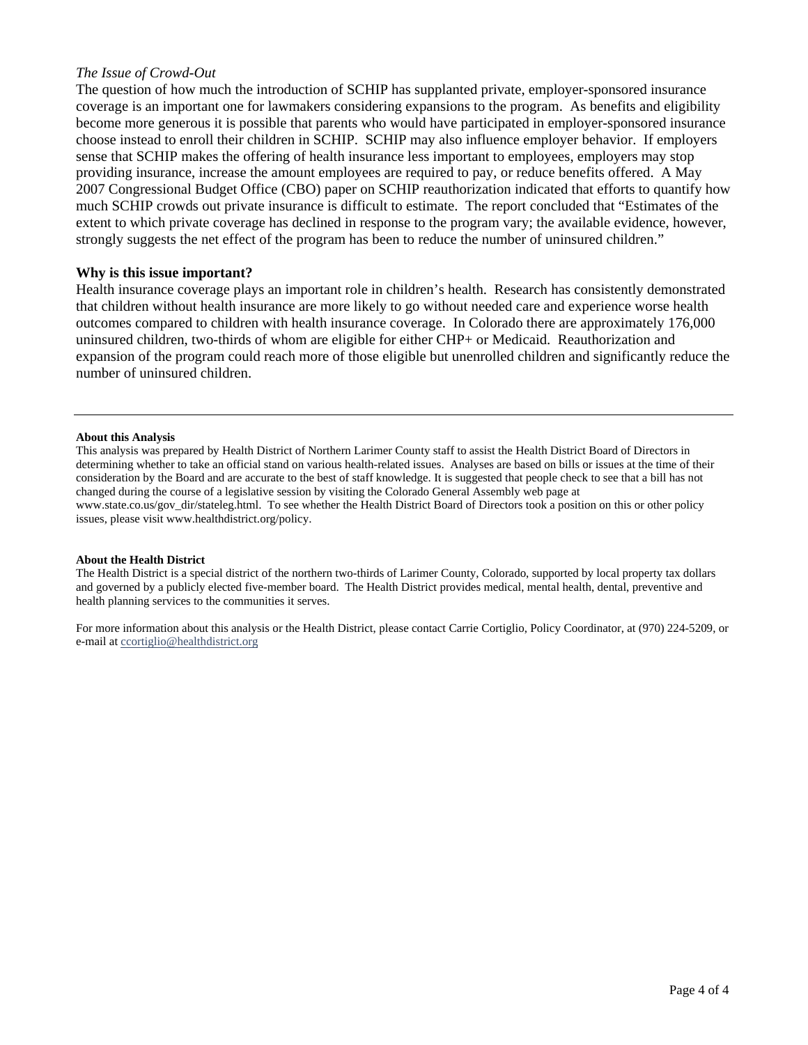*The Issue of Crowd-Out*

The question of how much the introduction of SCHIP has supplanted private, employer-sponsored insurance coverage is an important one for lawmakers considering expansions to the program. As benefits and eligibility become more generous it is possible that parents who would have participated in employer-sponsored insurance choose instead to enroll their children in SCHIP. SCHIP may also influence employer behavior. If employers sense that SCHIP makes the offering of health insurance less important to employees, employers may stop providing insurance, increase the amount employees are required to pay, or reduce benefits offered. A May 2007 Congressional Budget Office (CBO) paper on SCHIP reauthorization indicated that efforts to quantify how much SCHIP crowds out private insurance is difficult to estimate. The report concluded that "Estimates of the extent to which private coverage has declined in response to the program vary; the available evidence, however, strongly suggests the net effect of the program has been to reduce the number of uninsured children."

### Why is this issue important?

Health insurance coverage plays an important role in children's health. Research has consistently demonstrated that children without health insurance are more likely to go without needed care and experience worse health outcomes compared to children with health insurance coverage. In Colorado there are approximately 176,000 uninsured children, two-thirds of whom are eligible for either CHP+ or Medicaid. Reauthorization and expansion of the program could reach more of those eligible but unenrolled children and significantly reduce the number of uninsured children.

---

**About this Analysis**

This analysis was prepared by Health District of Northern Larimer County staff to assist the Health District Board of Directors in determining whether to take an official stand on various health-related issues. Analyses are based on bills or issues at the time of their consideration by the Board and are accurate to the best of staff knowledge. It is suggested that people check to see that a bill has not changed during the course of a legislative session by visiting the Colorado General Assembly web page at www.state.co.us/gov_dir/stateleg.html. To see whether the Health District Board of Directors took a position on this or other policy issues, please visit www.healthdistrict.org/policy.

**About the Health District**

The Health District is a special district of the northern two-thirds of Larimer County, Colorado, supported by local property tax dollars and governed by a publicly elected five-member board. The Health District provides medical, mental health, dental, preventive and health planning services to the communities it serves.

For more information about this analysis or the Health District, please contact Carrie Cortiglio, Policy Coordinator, at (970) 224-5209, or e-mail at ccortiglio@healthdistrict.org